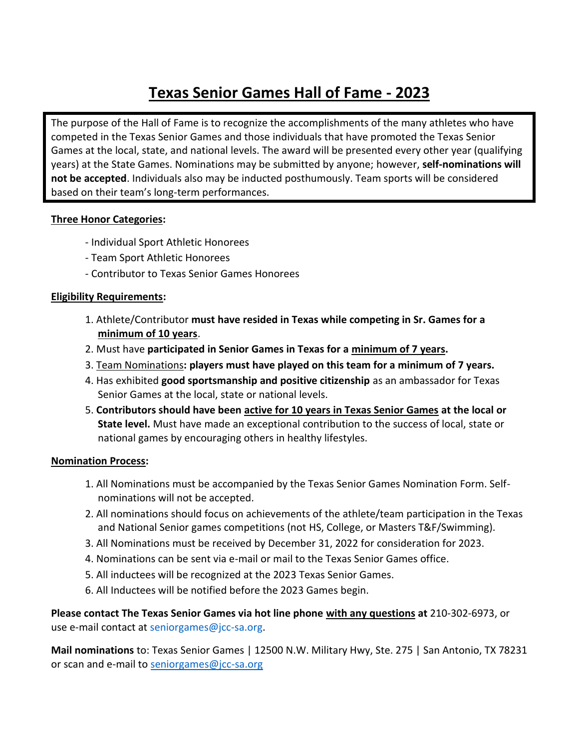# Texas Senior Games Hall of Fame - 2023

The purpose of the Hall of Fame is to recognize the accomplishments of the many athletes who have competed in the Texas Senior Games and those individuals that have promoted the Texas Senior Games at the local, state, and national levels. The award will be presented every other year (qualifying years) at the State Games. Nominations may be submitted by anyone; however, **self-nominations will not be accepted**. Individuals also may be inducted posthumously. Team sports will be considered based on their team's long-term performances.

**Three Honor Categories:**

- Individual Sport Athletic Honorees
- Team Sport Athletic Honorees
- Contributor to Texas Senior Games Honorees

**Eligibility Requirements:**

1. Athlete/Contributor **must have resided in Texas while competing in Sr. Games for a minimum of 10 years**.
2. Must have **participated in Senior Games in Texas for a minimum of 7 years.**
3. Team Nominations**: players must have played on this team for a minimum of 7 years.**
4. Has exhibited **good sportsmanship and positive citizenship** as an ambassador for Texas Senior Games at the local, state or national levels.
5. **Contributors should have been active for 10 years in Texas Senior Games at the local or State level.** Must have made an exceptional contribution to the success of local, state or national games by encouraging others in healthy lifestyles.

**Nomination Process:**

1. All Nominations must be accompanied by the Texas Senior Games Nomination Form. Self-nominations will not be accepted.
2. All nominations should focus on achievements of the athlete/team participation in the Texas and National Senior games competitions (not HS, College, or Masters T&F/Swimming).
3. All Nominations must be received by December 31, 2022 for consideration for 2023.
4. Nominations can be sent via e-mail or mail to the Texas Senior Games office.
5. All inductees will be recognized at the 2023 Texas Senior Games.
6. All Inductees will be notified before the 2023 Games begin.

**Please contact The Texas Senior Games via hot line phone with any questions at** 210-302-6973, or use e-mail contact at seniorgames@jcc-sa.org.

**Mail nominations** to: Texas Senior Games | 12500 N.W. Military Hwy, Ste. 275 | San Antonio, TX 78231 or scan and e-mail to seniorgames@jcc-sa.org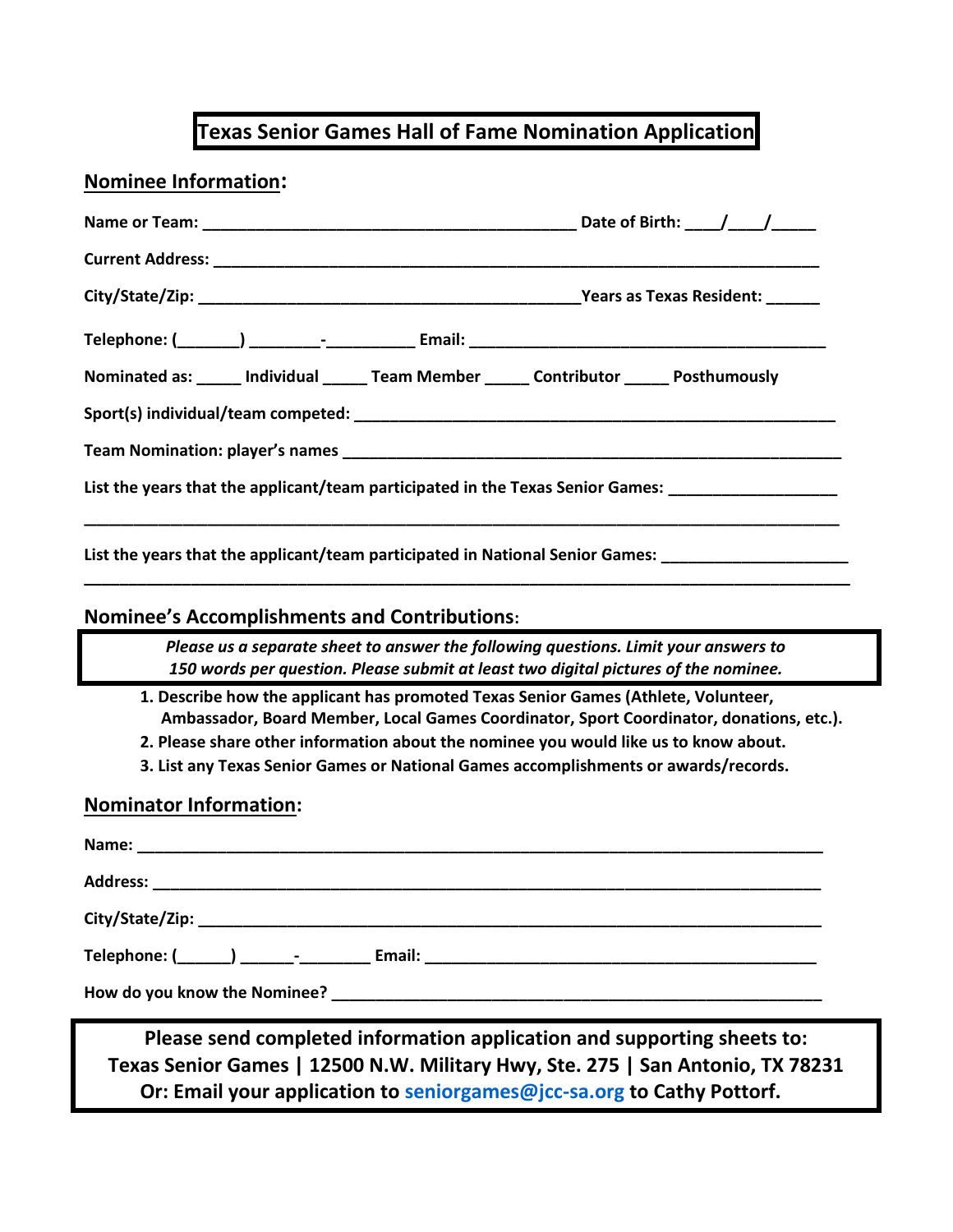# Texas Senior Games Hall of Fame Nomination Application

## Nominee Information:

**Name or Team:** ___________________________________________ **Date of Birth:** ____/____/_____

**Current Address:** ______________________________________________________________________

**City/State/Zip:** ____________________________________________**Years as Texas Resident:** ______

**Telephone:** (_______) ________-__________ **Email:** _________________________________________

**Nominated as:** _____ **Individual** _____ **Team Member** _____ **Contributor** _____ **Posthumously**

**Sport(s) individual/team competed:** ________________________________________________________

**Team Nomination: player's names** __________________________________________________________

**List the years that the applicant/team participated in the Texas Senior Games:** ___________________

_____________________________________________________________________________________

**List the years that the applicant/team participated in National Senior Games:** _____________________

_____________________________________________________________________________________

## Nominee's Accomplishments and Contributions:

***Please us a separate sheet to answer the following questions. Limit your answers to 150 words per question. Please submit at least two digital pictures of the nominee.***

1. **Describe how the applicant has promoted Texas Senior Games (Athlete, Volunteer, Ambassador, Board Member, Local Games Coordinator, Sport Coordinator, donations, etc.).**
2. **Please share other information about the nominee you would like us to know about.**
3. **List any Texas Senior Games or National Games accomplishments or awards/records.**

## Nominator Information:

**Name:** ___________________________________________________________________________

**Address:** _________________________________________________________________________

**City/State/Zip:** ____________________________________________________________________

**Telephone:** (______) ______-________ **Email:** ______________________________________________

**How do you know the Nominee?** _______________________________________________________

**Please send completed information application and supporting sheets to:**
**Texas Senior Games | 12500 N.W. Military Hwy, Ste. 275 | San Antonio, TX 78231**
**Or: Email your application to seniorgames@jcc-sa.org to Cathy Pottorf.**